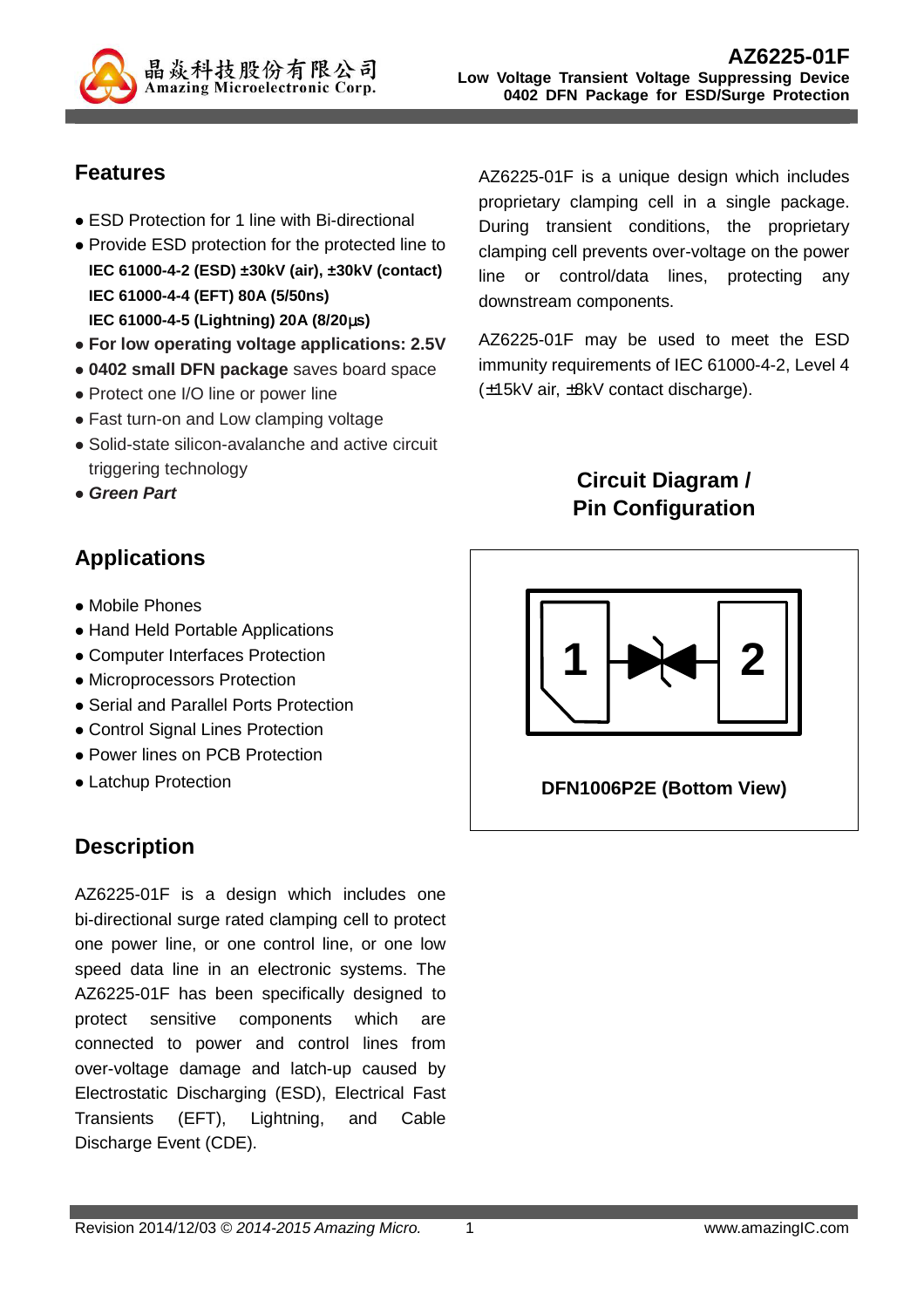# AZ6225-01F

**Low Voltage Transient Voltage Suppressing Device**
**0402 DFN Package for ESD/Surge Protection**

## Features

- ESD Protection for 1 line with Bi-directional
- Provide ESD protection for the protected line to
  **IEC 61000-4-2 (ESD) ±30kV (air), ±30kV (contact)**
  **IEC 61000-4-4 (EFT) 80A (5/50ns)**
  **IEC 61000-4-5 (Lightning) 20A (8/20μs)**
- **For low operating voltage applications: 2.5V**
- **0402 small DFN package** saves board space
- Protect one I/O line or power line
- Fast turn-on and Low clamping voltage
- Solid-state silicon-avalanche and active circuit triggering technology
- ***Green Part***

## Applications

- Mobile Phones
- Hand Held Portable Applications
- Computer Interfaces Protection
- Microprocessors Protection
- Serial and Parallel Ports Protection
- Control Signal Lines Protection
- Power lines on PCB Protection
- Latchup Protection

## Description

AZ6225-01F is a design which includes one bi-directional surge rated clamping cell to protect one power line, or one control line, or one low speed data line in an electronic systems. The AZ6225-01F has been specifically designed to protect sensitive components which are connected to power and control lines from over-voltage damage and latch-up caused by Electrostatic Discharging (ESD), Electrical Fast Transients (EFT), Lightning, and Cable Discharge Event (CDE).

AZ6225-01F is a unique design which includes proprietary clamping cell in a single package. During transient conditions, the proprietary clamping cell prevents over-voltage on the power line or control/data lines, protecting any downstream components.

AZ6225-01F may be used to meet the ESD immunity requirements of IEC 61000-4-2, Level 4 (±15kV air, ±8kV contact discharge).

## Circuit Diagram / Pin Configuration

1 2

**DFN1006P2E (Bottom View)**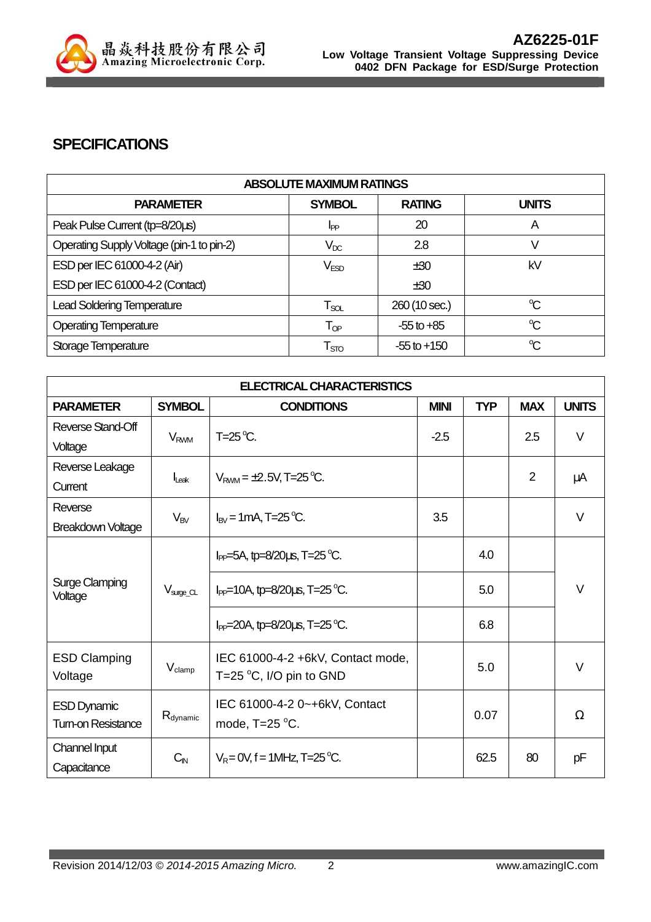## SPECIFICATIONS

| ABSOLUTE MAXIMUM RATINGS | | | |
|---|---|---|---|
| **PARAMETER** | **SYMBOL** | **RATING** | **UNITS** |
| Peak Pulse Current (tp=8/20µs) | $I_{PP}$ | 20 | A |
| Operating Supply Voltage (pin-1 to pin-2) | $V_{DC}$ | 2.8 | V |
| ESD per IEC 61000-4-2 (Air) | $V_{ESD}$ | ±30 | kV |
| ESD per IEC 61000-4-2 (Contact) | | ±30 | |
| Lead Soldering Temperature | $T_{SOL}$ | 260 (10 sec.) | °C |
| Operating Temperature | $T_{OP}$ | -55 to +85 | °C |
| Storage Temperature | $T_{STO}$ | -55 to +150 | °C |

| ELECTRICAL CHARACTERISTICS | | | | | | |
|---|---|---|---|---|---|---|
| **PARAMETER** | **SYMBOL** | **CONDITIONS** | **MINI** | **TYP** | **MAX** | **UNITS** |
| Reverse Stand-Off Voltage | $V_{RWM}$ | T=25 °C. | -2.5 | | 2.5 | V |
| Reverse Leakage Current | $I_{Leak}$ | $V_{RWM}$ = ±2.5V, T=25 °C. | | | 2 | µA |
| Reverse Breakdown Voltage | $V_{BV}$ | $I_{BV}$ = 1mA, T=25 °C. | 3.5 | | | V |
| Surge Clamping Voltage | $V_{surge\_CL}$ | $I_{PP}$=5A, tp=8/20µs, T=25 °C. | | 4.0 | | V |
| | | $I_{PP}$=10A, tp=8/20µs, T=25 °C. | | 5.0 | | |
| | | $I_{PP}$=20A, tp=8/20µs, T=25 °C. | | 6.8 | | |
| ESD Clamping Voltage | $V_{clamp}$ | IEC 61000-4-2 +6kV, Contact mode, T=25 °C, I/O pin to GND | | 5.0 | | V |
| ESD Dynamic Turn-on Resistance | $R_{dynamic}$ | IEC 61000-4-2 0~+6kV, Contact mode, T=25 °C. | | 0.07 | | Ω |
| Channel Input Capacitance | $C_{IN}$ | $V_R$= 0V, f = 1MHz, T=25 °C. | | 62.5 | 80 | pF |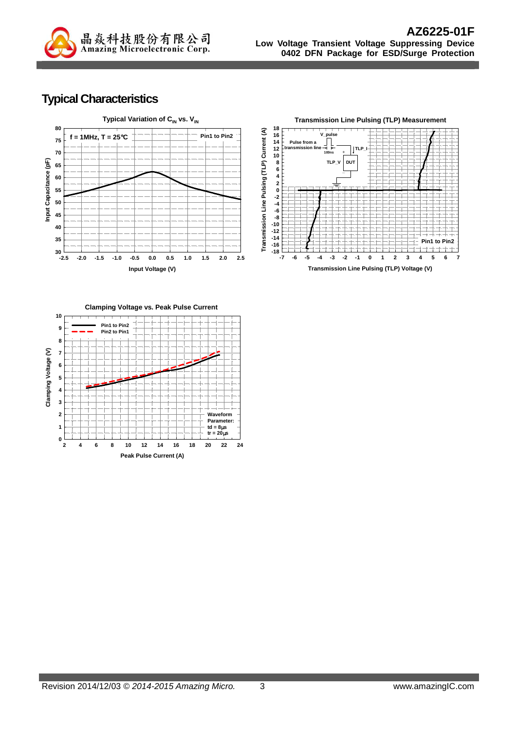## Typical Characteristics

**Typical Variation of $C_{IN}$ vs. $V_{IN}$**

f = 1MHz, T = 25℃ — Pin1 to Pin2

Input Capacitance (pF) vs. Input Voltage (V)

**Transmission Line Pulsing (TLP) Measurement**

Pin1 to Pin2

Transmission Line Pulsing (TLP) Current (A) vs. Transmission Line Pulsing (TLP) Voltage (V)

**Clamping Voltage vs. Peak Pulse Current**

Pin1 to Pin2, Pin2 to Pin1

Waveform Parameter: td = 8μs, tr = 20μs

Clamping Voltage (V) vs. Peak Pulse Current (A)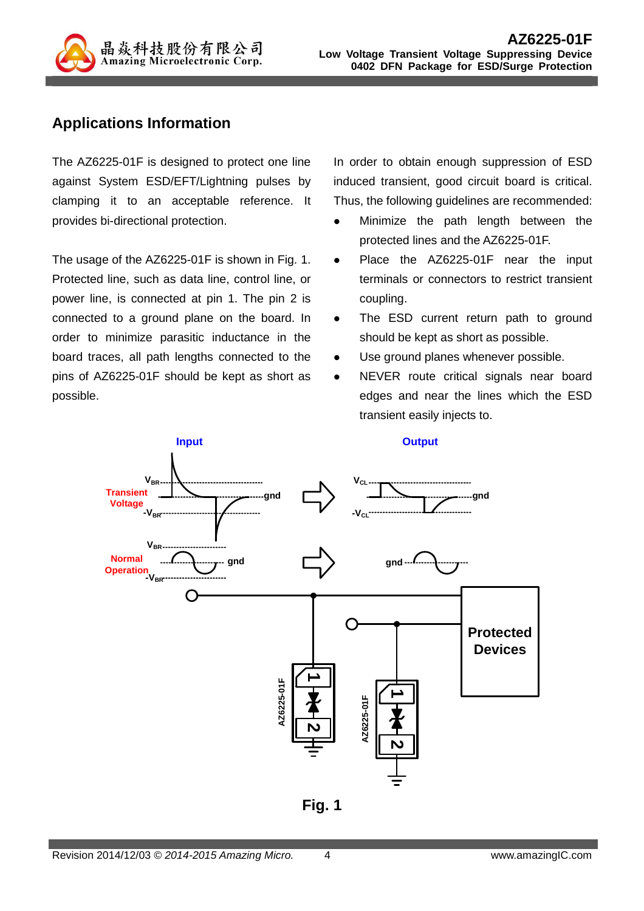## Applications Information

The AZ6225-01F is designed to protect one line against System ESD/EFT/Lightning pulses by clamping it to an acceptable reference. It provides bi-directional protection.

The usage of the AZ6225-01F is shown in Fig. 1. Protected line, such as data line, control line, or power line, is connected at pin 1. The pin 2 is connected to a ground plane on the board. In order to minimize parasitic inductance in the board traces, all path lengths connected to the pins of AZ6225-01F should be kept as short as possible.

In order to obtain enough suppression of ESD induced transient, good circuit board is critical. Thus, the following guidelines are recommended:

- Minimize the path length between the protected lines and the AZ6225-01F.
- Place the AZ6225-01F near the input terminals or connectors to restrict transient coupling.
- The ESD current return path to ground should be kept as short as possible.
- Use ground planes whenever possible.
- NEVER route critical signals near board edges and near the lines which the ESD transient easily injects to.

**Fig. 1**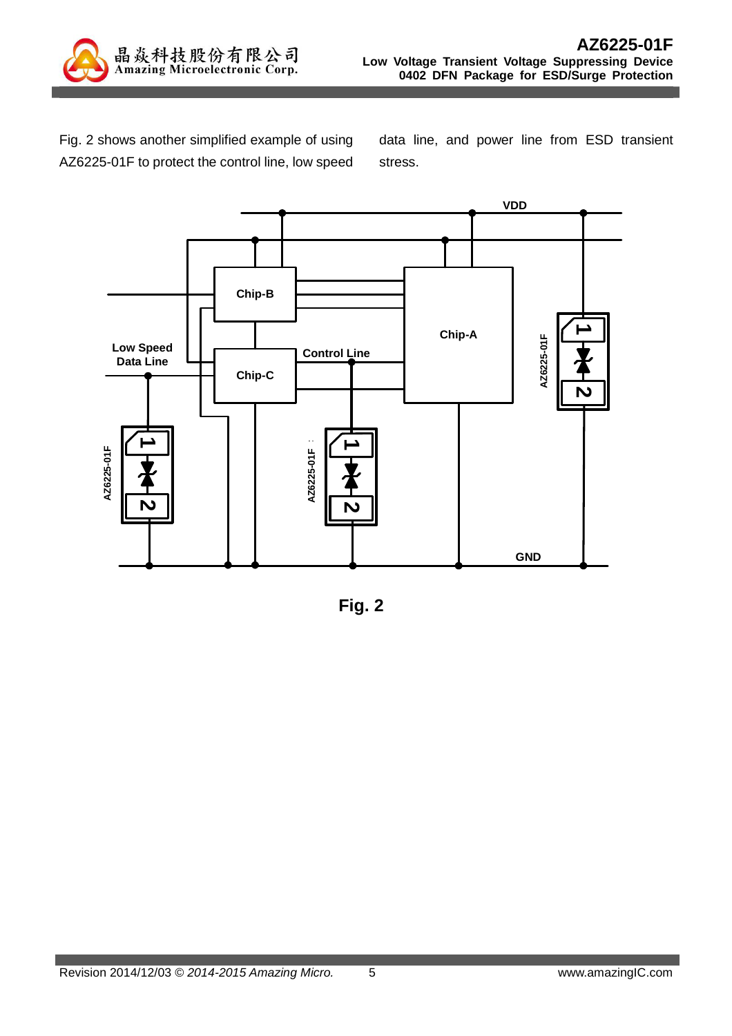Fig. 2 shows another simplified example of using AZ6225-01F to protect the control line, low speed data line, and power line from ESD transient stress.

Fig. 2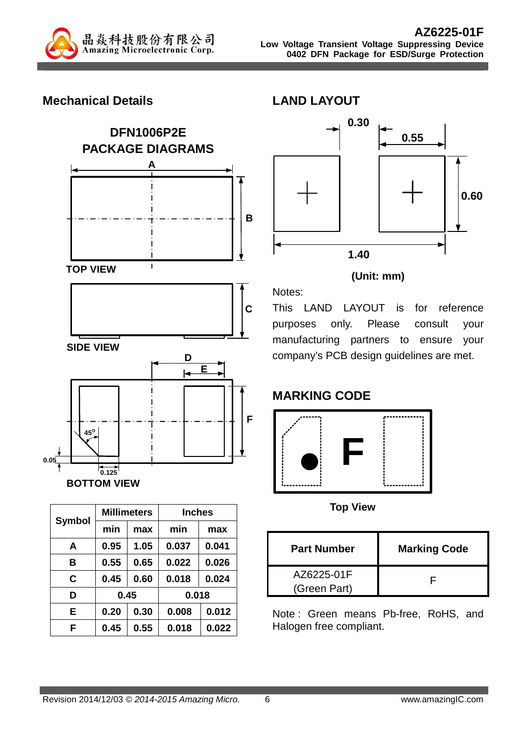## Mechanical Details

### DFN1006P2E PACKAGE DIAGRAMS

TOP VIEW

SIDE VIEW

BOTTOM VIEW

| Symbol | Millimeters | | Inches | |
|---|---|---|---|---|
| | min | max | min | max |
| A | 0.95 | 1.05 | 0.037 | 0.041 |
| B | 0.55 | 0.65 | 0.022 | 0.026 |
| C | 0.45 | 0.60 | 0.018 | 0.024 |
| D | 0.45 | | 0.018 | |
| E | 0.20 | 0.30 | 0.008 | 0.012 |
| F | 0.45 | 0.55 | 0.018 | 0.022 |

## LAND LAYOUT

0.30  0.55  0.60  1.40

(Unit: mm)

Notes:

This LAND LAYOUT is for reference purposes only. Please consult your manufacturing partners to ensure your company's PCB design guidelines are met.

## MARKING CODE

F

Top View

| Part Number | Marking Code |
|---|---|
| AZ6225-01F (Green Part) | F |

Note : Green means Pb-free, RoHS, and Halogen free compliant.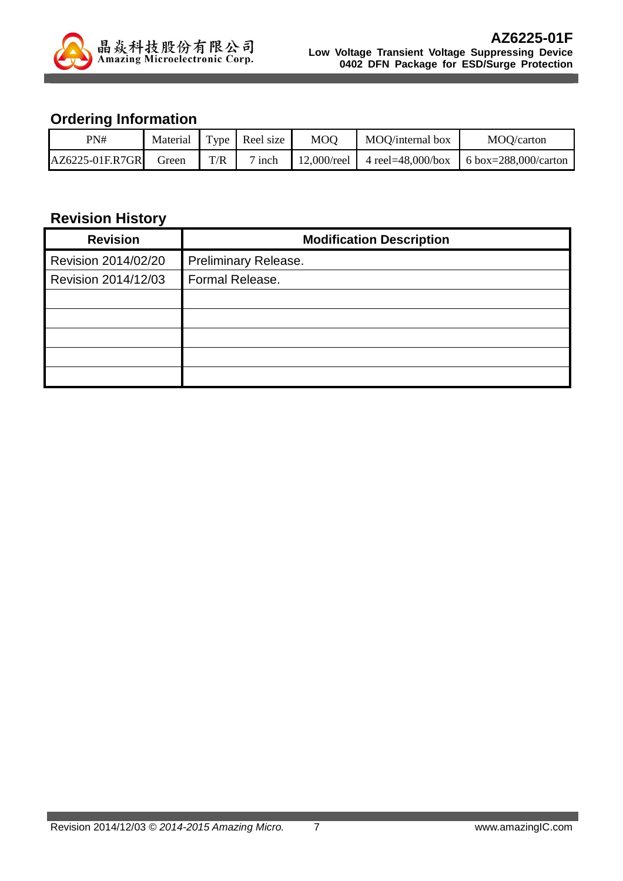## Ordering Information

| PN# | Material | Type | Reel size | MOQ | MOQ/internal box | MOQ/carton |
|---|---|---|---|---|---|---|
| AZ6225-01F.R7GR | Green | T/R | 7 inch | 12,000/reel | 4 reel=48,000/box | 6 box=288,000/carton |

## Revision History

| Revision | Modification Description |
|---|---|
| Revision 2014/02/20 | Preliminary Release. |
| Revision 2014/12/03 | Formal Release. |
| | |
| | |
| | |
| | |
| | |